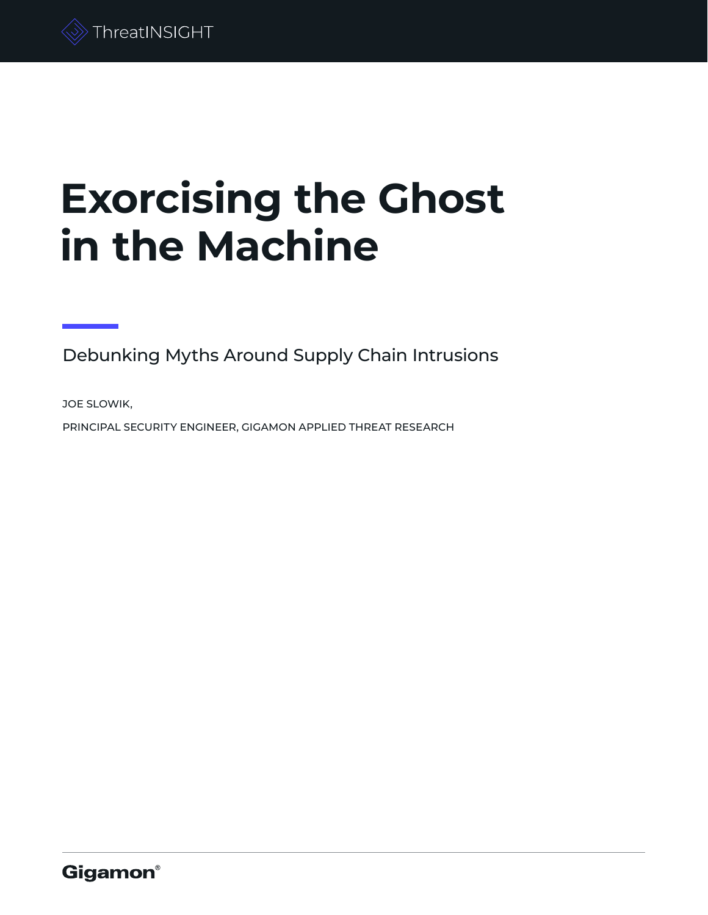ThreatINSIGHT

# Exorcising the Ghost in the Machine

## Debunking Myths Around Supply Chain Intrusions

JOE SLOWIK,

PRINCIPAL SECURITY ENGINEER, GIGAMON APPLIED THREAT RESEARCH

Gigamon®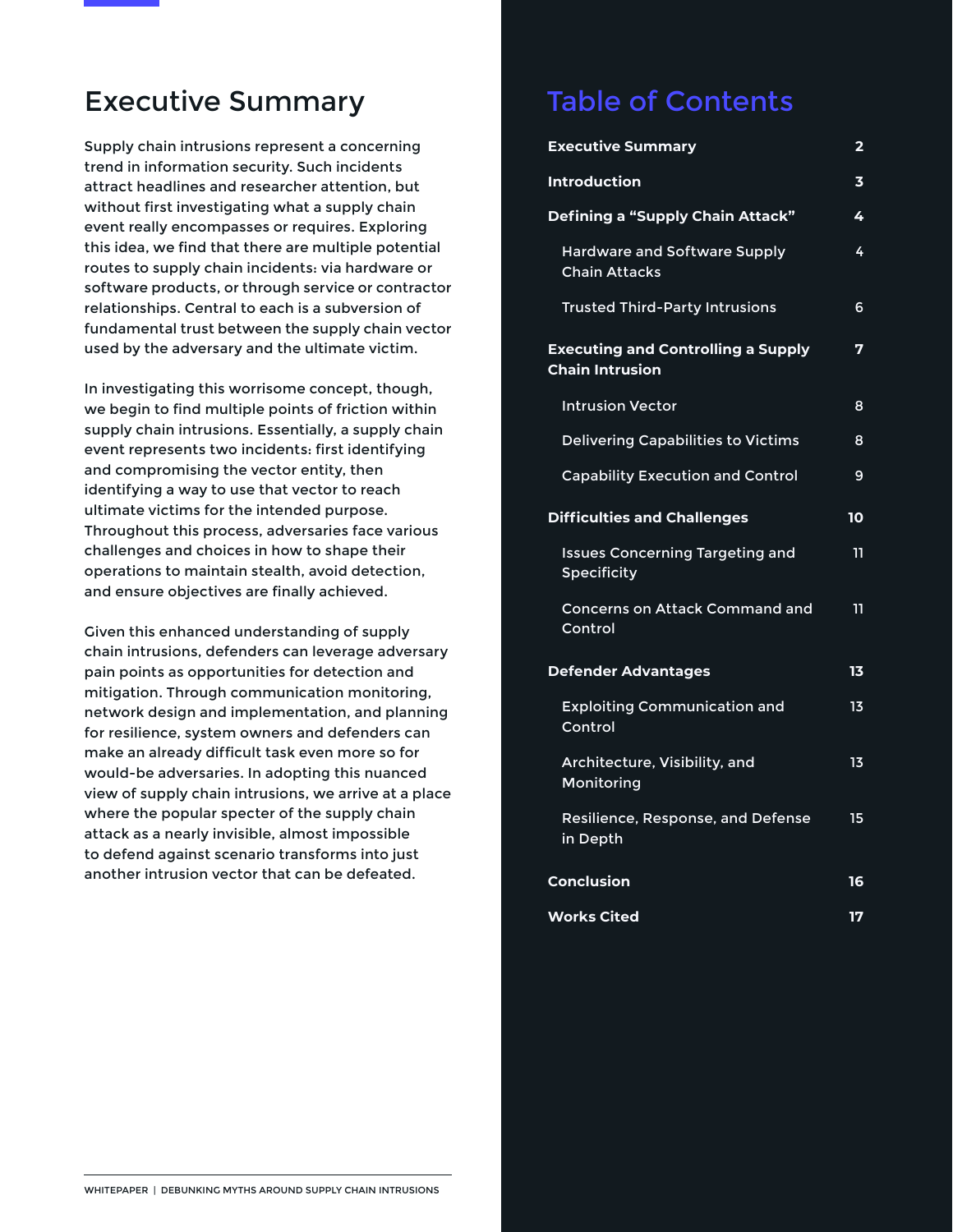# Executive Summary

Supply chain intrusions represent a concerning trend in information security. Such incidents attract headlines and researcher attention, but without first investigating what a supply chain event really encompasses or requires. Exploring this idea, we find that there are multiple potential routes to supply chain incidents: via hardware or software products, or through service or contractor relationships. Central to each is a subversion of fundamental trust between the supply chain vector used by the adversary and the ultimate victim.

In investigating this worrisome concept, though, we begin to find multiple points of friction within supply chain intrusions. Essentially, a supply chain event represents two incidents: first identifying and compromising the vector entity, then identifying a way to use that vector to reach ultimate victims for the intended purpose. Throughout this process, adversaries face various challenges and choices in how to shape their operations to maintain stealth, avoid detection, and ensure objectives are finally achieved.

Given this enhanced understanding of supply chain intrusions, defenders can leverage adversary pain points as opportunities for detection and mitigation. Through communication monitoring, network design and implementation, and planning for resilience, system owners and defenders can make an already difficult task even more so for would-be adversaries. In adopting this nuanced view of supply chain intrusions, we arrive at a place where the popular specter of the supply chain attack as a nearly invisible, almost impossible to defend against scenario transforms into just another intrusion vector that can be defeated.

# Table of Contents

| | |
|---|---|
| **Executive Summary** | **2** |
| **Introduction** | **3** |
| **Defining a "Supply Chain Attack"** | **4** |
| Hardware and Software Supply Chain Attacks | 4 |
| Trusted Third-Party Intrusions | 6 |
| **Executing and Controlling a Supply Chain Intrusion** | **7** |
| Intrusion Vector | 8 |
| Delivering Capabilities to Victims | 8 |
| Capability Execution and Control | 9 |
| **Difficulties and Challenges** | **10** |
| Issues Concerning Targeting and Specificity | 11 |
| Concerns on Attack Command and Control | 11 |
| **Defender Advantages** | **13** |
| Exploiting Communication and Control | 13 |
| Architecture, Visibility, and Monitoring | 13 |
| Resilience, Response, and Defense in Depth | 15 |
| **Conclusion** | **16** |
| **Works Cited** | **17** |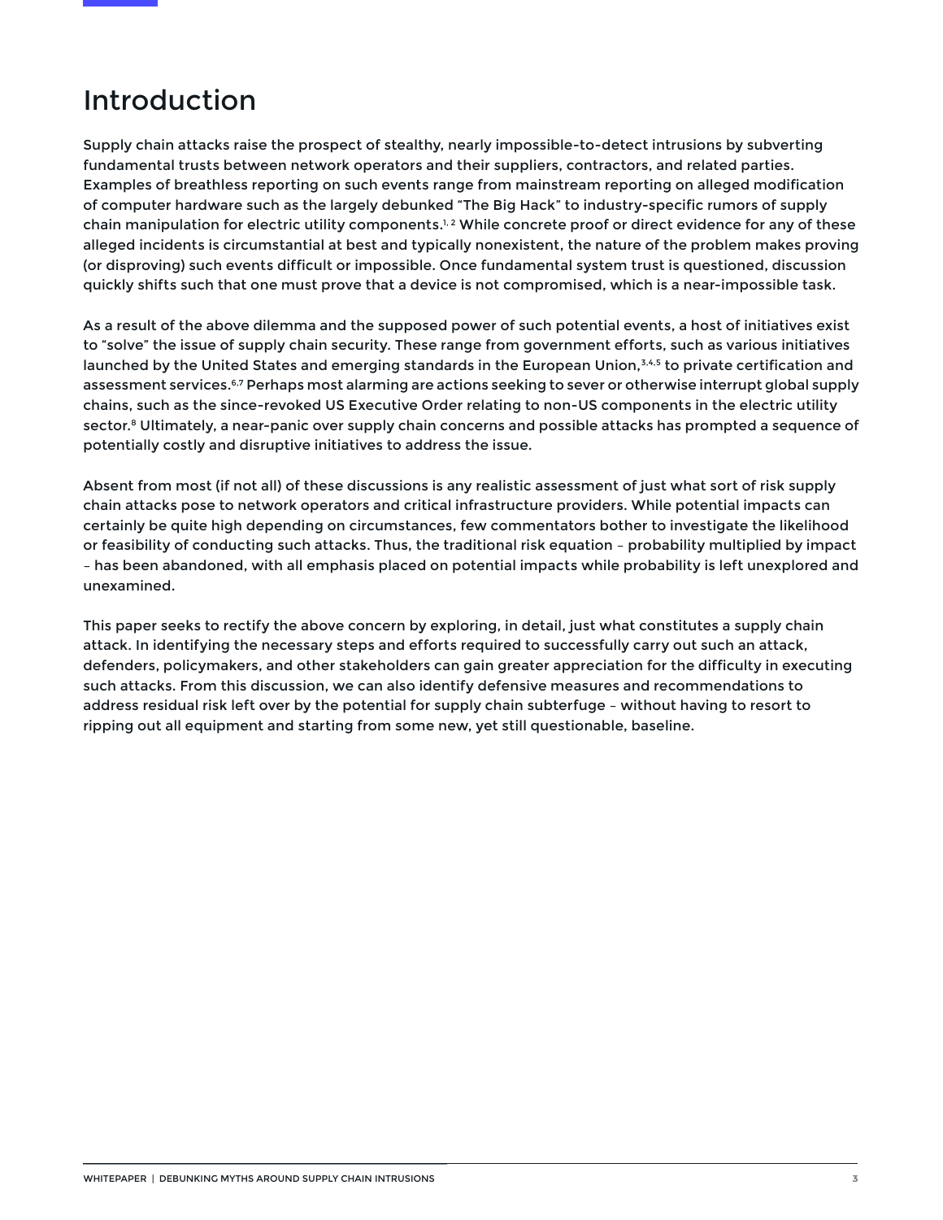# Introduction

Supply chain attacks raise the prospect of stealthy, nearly impossible-to-detect intrusions by subverting fundamental trusts between network operators and their suppliers, contractors, and related parties. Examples of breathless reporting on such events range from mainstream reporting on alleged modification of computer hardware such as the largely debunked "The Big Hack" to industry-specific rumors of supply chain manipulation for electric utility components.[1, 2] While concrete proof or direct evidence for any of these alleged incidents is circumstantial at best and typically nonexistent, the nature of the problem makes proving (or disproving) such events difficult or impossible. Once fundamental system trust is questioned, discussion quickly shifts such that one must prove that a device is not compromised, which is a near-impossible task.

As a result of the above dilemma and the supposed power of such potential events, a host of initiatives exist to "solve" the issue of supply chain security. These range from government efforts, such as various initiatives launched by the United States and emerging standards in the European Union,[3,4,5] to private certification and assessment services.[6,7] Perhaps most alarming are actions seeking to sever or otherwise interrupt global supply chains, such as the since-revoked US Executive Order relating to non-US components in the electric utility sector.[8] Ultimately, a near-panic over supply chain concerns and possible attacks has prompted a sequence of potentially costly and disruptive initiatives to address the issue.

Absent from most (if not all) of these discussions is any realistic assessment of just what sort of risk supply chain attacks pose to network operators and critical infrastructure providers. While potential impacts can certainly be quite high depending on circumstances, few commentators bother to investigate the likelihood or feasibility of conducting such attacks. Thus, the traditional risk equation – probability multiplied by impact – has been abandoned, with all emphasis placed on potential impacts while probability is left unexplored and unexamined.

This paper seeks to rectify the above concern by exploring, in detail, just what constitutes a supply chain attack. In identifying the necessary steps and efforts required to successfully carry out such an attack, defenders, policymakers, and other stakeholders can gain greater appreciation for the difficulty in executing such attacks. From this discussion, we can also identify defensive measures and recommendations to address residual risk left over by the potential for supply chain subterfuge – without having to resort to ripping out all equipment and starting from some new, yet still questionable, baseline.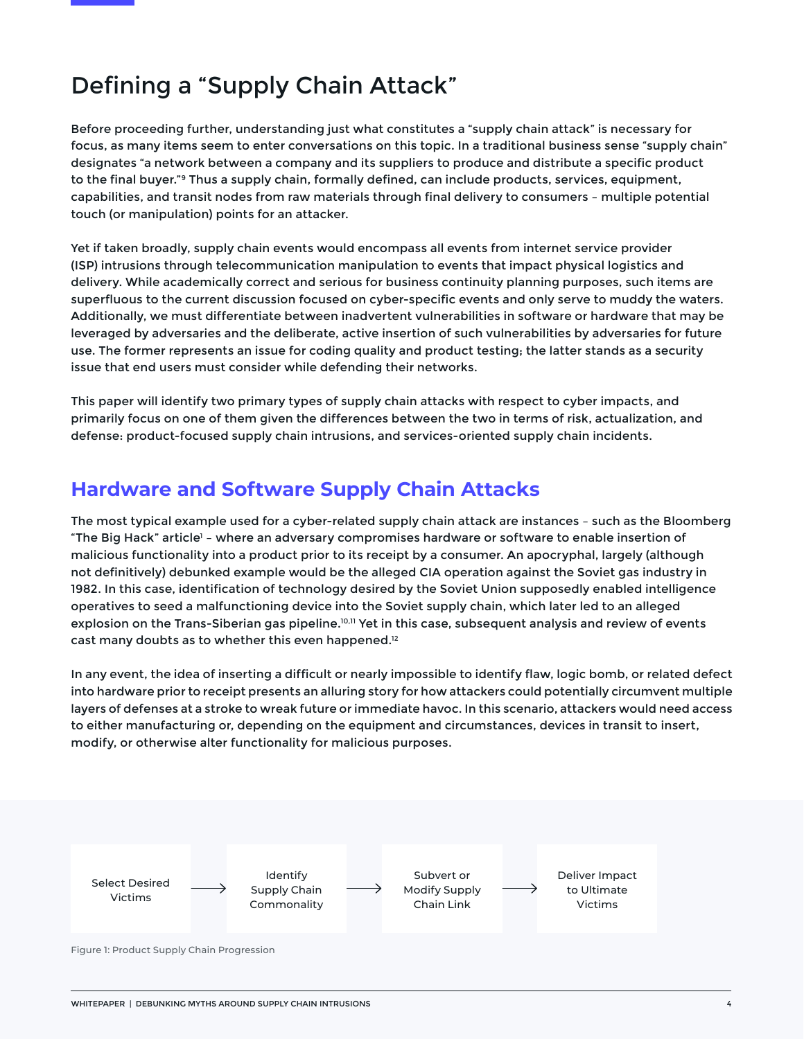# Defining a "Supply Chain Attack"

Before proceeding further, understanding just what constitutes a "supply chain attack" is necessary for focus, as many items seem to enter conversations on this topic. In a traditional business sense "supply chain" designates "a network between a company and its suppliers to produce and distribute a specific product to the final buyer."[9] Thus a supply chain, formally defined, can include products, services, equipment, capabilities, and transit nodes from raw materials through final delivery to consumers – multiple potential touch (or manipulation) points for an attacker.

Yet if taken broadly, supply chain events would encompass all events from internet service provider (ISP) intrusions through telecommunication manipulation to events that impact physical logistics and delivery. While academically correct and serious for business continuity planning purposes, such items are superfluous to the current discussion focused on cyber-specific events and only serve to muddy the waters. Additionally, we must differentiate between inadvertent vulnerabilities in software or hardware that may be leveraged by adversaries and the deliberate, active insertion of such vulnerabilities by adversaries for future use. The former represents an issue for coding quality and product testing; the latter stands as a security issue that end users must consider while defending their networks.

This paper will identify two primary types of supply chain attacks with respect to cyber impacts, and primarily focus on one of them given the differences between the two in terms of risk, actualization, and defense: product-focused supply chain intrusions, and services-oriented supply chain incidents.

## Hardware and Software Supply Chain Attacks

The most typical example used for a cyber-related supply chain attack are instances – such as the Bloomberg "The Big Hack" article[1] – where an adversary compromises hardware or software to enable insertion of malicious functionality into a product prior to its receipt by a consumer. An apocryphal, largely (although not definitively) debunked example would be the alleged CIA operation against the Soviet gas industry in 1982. In this case, identification of technology desired by the Soviet Union supposedly enabled intelligence operatives to seed a malfunctioning device into the Soviet supply chain, which later led to an alleged explosion on the Trans-Siberian gas pipeline.[10,11] Yet in this case, subsequent analysis and review of events cast many doubts as to whether this even happened.[12]

In any event, the idea of inserting a difficult or nearly impossible to identify flaw, logic bomb, or related defect into hardware prior to receipt presents an alluring story for how attackers could potentially circumvent multiple layers of defenses at a stroke to wreak future or immediate havoc. In this scenario, attackers would need access to either manufacturing or, depending on the equipment and circumstances, devices in transit to insert, modify, or otherwise alter functionality for malicious purposes.

Select Desired Victims → Identify Supply Chain Commonality → Subvert or Modify Supply Chain Link → Deliver Impact to Ultimate Victims

Figure 1: Product Supply Chain Progression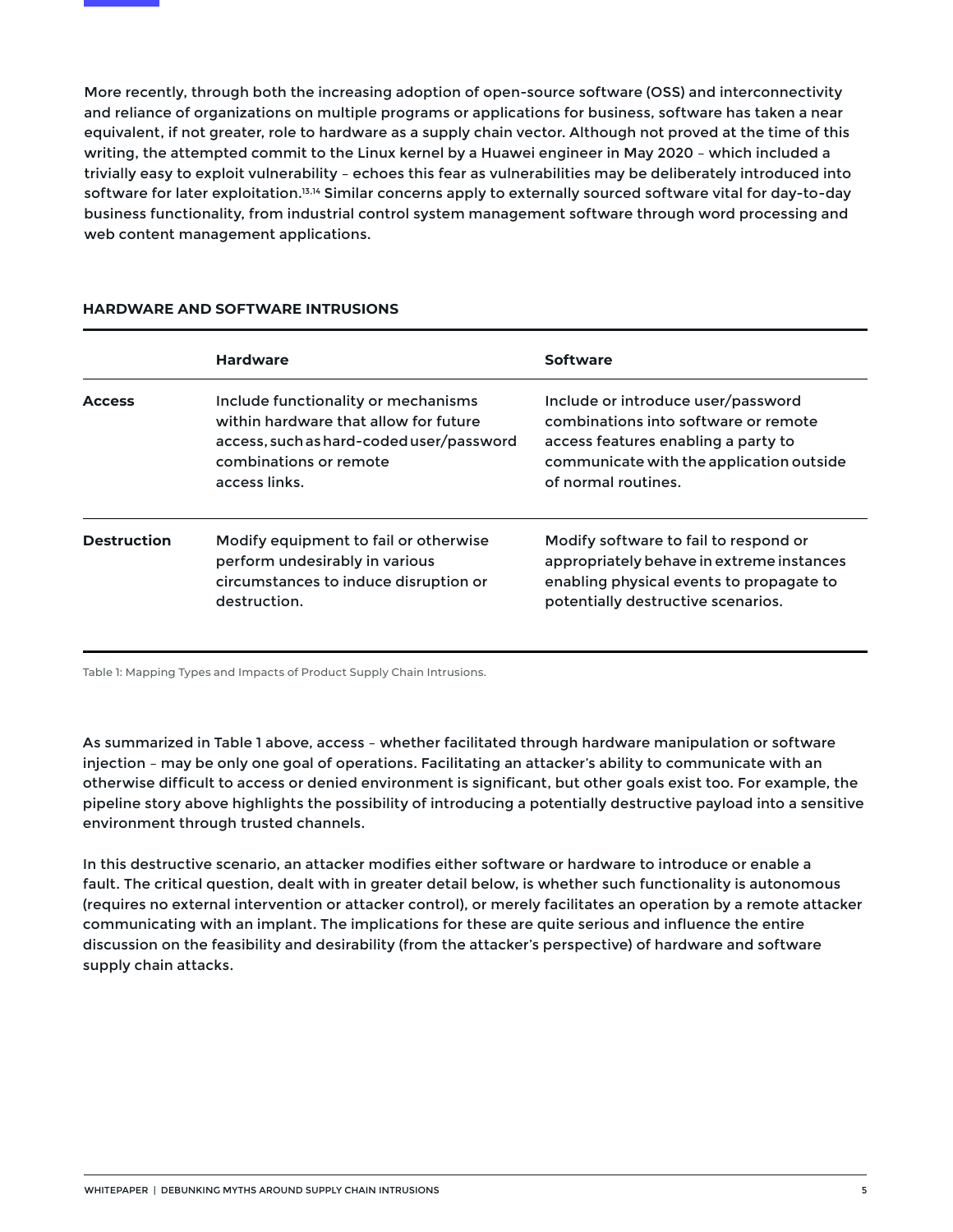More recently, through both the increasing adoption of open-source software (OSS) and interconnectivity and reliance of organizations on multiple programs or applications for business, software has taken a near equivalent, if not greater, role to hardware as a supply chain vector. Although not proved at the time of this writing, the attempted commit to the Linux kernel by a Huawei engineer in May 2020 – which included a trivially easy to exploit vulnerability – echoes this fear as vulnerabilities may be deliberately introduced into software for later exploitation.[13,14] Similar concerns apply to externally sourced software vital for day-to-day business functionality, from industrial control system management software through word processing and web content management applications.

#### HARDWARE AND SOFTWARE INTRUSIONS

| | Hardware | Software |
|---|---|---|
| **Access** | Include functionality or mechanisms within hardware that allow for future access, such as hard-coded user/password combinations or remote access links. | Include or introduce user/password combinations into software or remote access features enabling a party to communicate with the application outside of normal routines. |
| **Destruction** | Modify equipment to fail or otherwise perform undesirably in various circumstances to induce disruption or destruction. | Modify software to fail to respond or appropriately behave in extreme instances enabling physical events to propagate to potentially destructive scenarios. |

Table 1: Mapping Types and Impacts of Product Supply Chain Intrusions.

As summarized in Table 1 above, access – whether facilitated through hardware manipulation or software injection – may be only one goal of operations. Facilitating an attacker's ability to communicate with an otherwise difficult to access or denied environment is significant, but other goals exist too. For example, the pipeline story above highlights the possibility of introducing a potentially destructive payload into a sensitive environment through trusted channels.

In this destructive scenario, an attacker modifies either software or hardware to introduce or enable a fault. The critical question, dealt with in greater detail below, is whether such functionality is autonomous (requires no external intervention or attacker control), or merely facilitates an operation by a remote attacker communicating with an implant. The implications for these are quite serious and influence the entire discussion on the feasibility and desirability (from the attacker's perspective) of hardware and software supply chain attacks.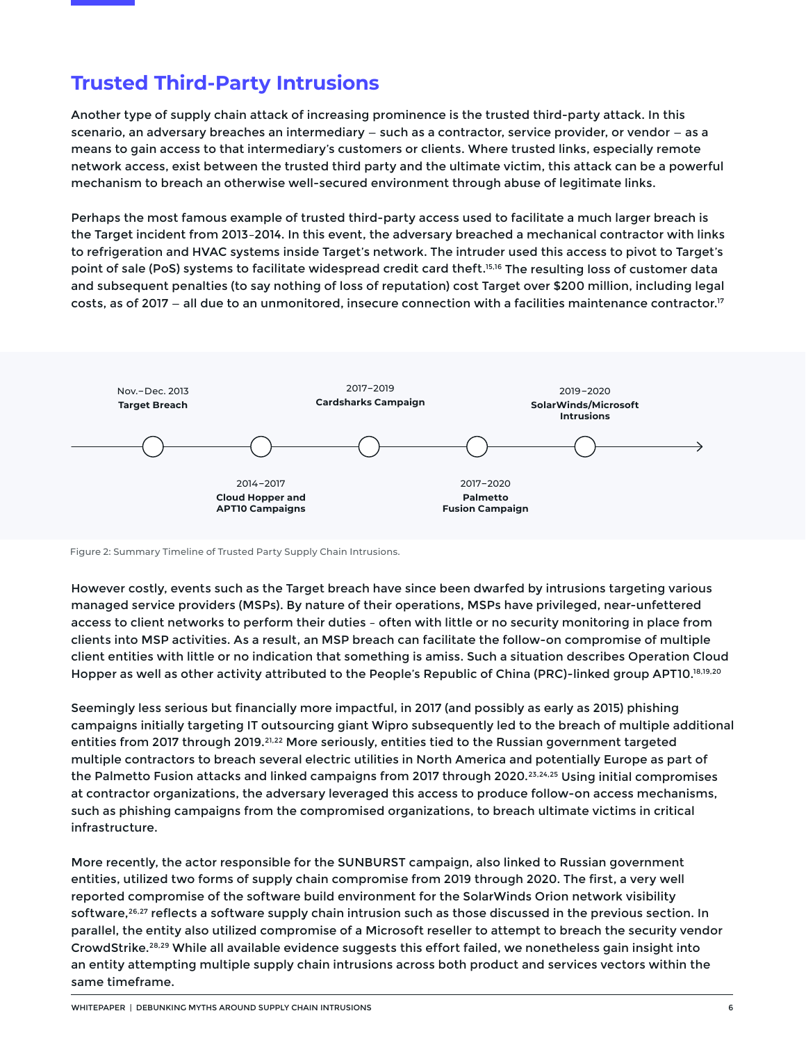## Trusted Third-Party Intrusions

Another type of supply chain attack of increasing prominence is the trusted third-party attack. In this scenario, an adversary breaches an intermediary – such as a contractor, service provider, or vendor – as a means to gain access to that intermediary's customers or clients. Where trusted links, especially remote network access, exist between the trusted third party and the ultimate victim, this attack can be a powerful mechanism to breach an otherwise well-secured environment through abuse of legitimate links.

Perhaps the most famous example of trusted third-party access used to facilitate a much larger breach is the Target incident from 2013–2014. In this event, the adversary breached a mechanical contractor with links to refrigeration and HVAC systems inside Target's network. The intruder used this access to pivot to Target's point of sale (PoS) systems to facilitate widespread credit card theft.[15,16] The resulting loss of customer data and subsequent penalties (to say nothing of loss of reputation) cost Target over $200 million, including legal costs, as of 2017 – all due to an unmonitored, insecure connection with a facilities maintenance contractor.[17]

Nov.–Dec. 2013
**Target Breach**

2014–2017
**Cloud Hopper and APT10 Campaigns**

2017–2019
**Cardsharks Campaign**

2017–2020
**Palmetto Fusion Campaign**

2019–2020
**SolarWinds/Microsoft Intrusions**

Figure 2: Summary Timeline of Trusted Party Supply Chain Intrusions.

However costly, events such as the Target breach have since been dwarfed by intrusions targeting various managed service providers (MSPs). By nature of their operations, MSPs have privileged, near-unfettered access to client networks to perform their duties - often with little or no security monitoring in place from clients into MSP activities. As a result, an MSP breach can facilitate the follow-on compromise of multiple client entities with little or no indication that something is amiss. Such a situation describes Operation Cloud Hopper as well as other activity attributed to the People's Republic of China (PRC)-linked group APT10.[18,19,20]

Seemingly less serious but financially more impactful, in 2017 (and possibly as early as 2015) phishing campaigns initially targeting IT outsourcing giant Wipro subsequently led to the breach of multiple additional entities from 2017 through 2019.[21,22] More seriously, entities tied to the Russian government targeted multiple contractors to breach several electric utilities in North America and potentially Europe as part of the Palmetto Fusion attacks and linked campaigns from 2017 through 2020.[23,24,25] Using initial compromises at contractor organizations, the adversary leveraged this access to produce follow-on access mechanisms, such as phishing campaigns from the compromised organizations, to breach ultimate victims in critical infrastructure.

More recently, the actor responsible for the SUNBURST campaign, also linked to Russian government entities, utilized two forms of supply chain compromise from 2019 through 2020. The first, a very well reported compromise of the software build environment for the SolarWinds Orion network visibility software,[26,27] reflects a software supply chain intrusion such as those discussed in the previous section. In parallel, the entity also utilized compromise of a Microsoft reseller to attempt to breach the security vendor CrowdStrike.[28,29] While all available evidence suggests this effort failed, we nonetheless gain insight into an entity attempting multiple supply chain intrusions across both product and services vectors within the same timeframe.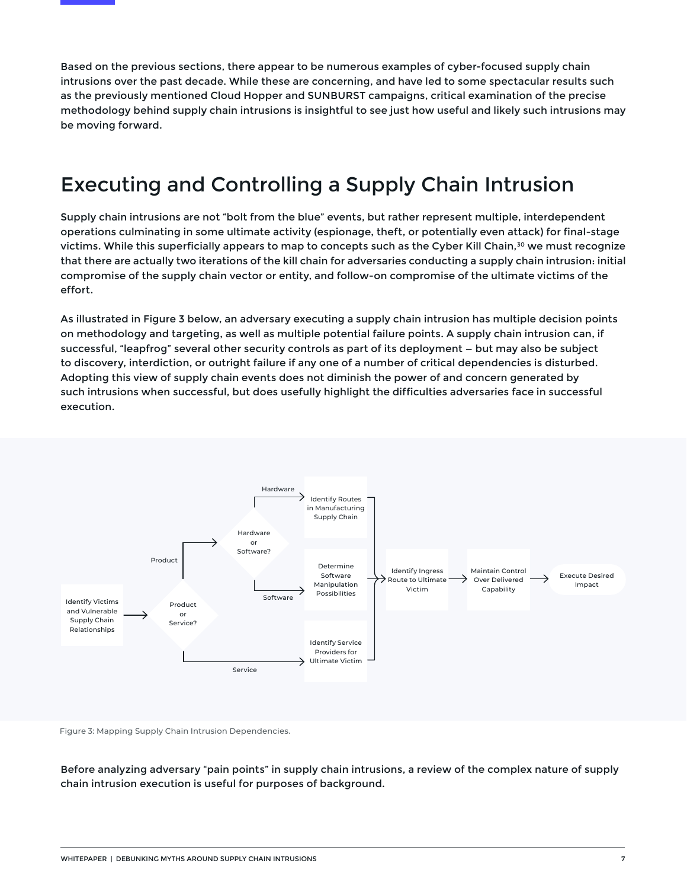Based on the previous sections, there appear to be numerous examples of cyber-focused supply chain intrusions over the past decade. While these are concerning, and have led to some spectacular results such as the previously mentioned Cloud Hopper and SUNBURST campaigns, critical examination of the precise methodology behind supply chain intrusions is insightful to see just how useful and likely such intrusions may be moving forward.

## Executing and Controlling a Supply Chain Intrusion

Supply chain intrusions are not "bolt from the blue" events, but rather represent multiple, interdependent operations culminating in some ultimate activity (espionage, theft, or potentially even attack) for final-stage victims. While this superficially appears to map to concepts such as the Cyber Kill Chain,[30] we must recognize that there are actually two iterations of the kill chain for adversaries conducting a supply chain intrusion: initial compromise of the supply chain vector or entity, and follow-on compromise of the ultimate victims of the effort.

As illustrated in Figure 3 below, an adversary executing a supply chain intrusion has multiple decision points on methodology and targeting, as well as multiple potential failure points. A supply chain intrusion can, if successful, "leapfrog" several other security controls as part of its deployment – but may also be subject to discovery, interdiction, or outright failure if any one of a number of critical dependencies is disturbed. Adopting this view of supply chain events does not diminish the power of and concern generated by such intrusions when successful, but does usefully highlight the difficulties adversaries face in successful execution.

Identify Victims and Vulnerable Supply Chain Relationships

Product or Service?

Product

Hardware or Software?

Hardware

Identify Routes in Manufacturing Supply Chain

Software

Determine Software Manipulation Possibilities

Service

Identify Service Providers for Ultimate Victim

Identify Ingress Route to Ultimate Victim

Maintain Control Over Delivered Capability

Execute Desired Impact

Figure 3: Mapping Supply Chain Intrusion Dependencies.

Before analyzing adversary "pain points" in supply chain intrusions, a review of the complex nature of supply chain intrusion execution is useful for purposes of background.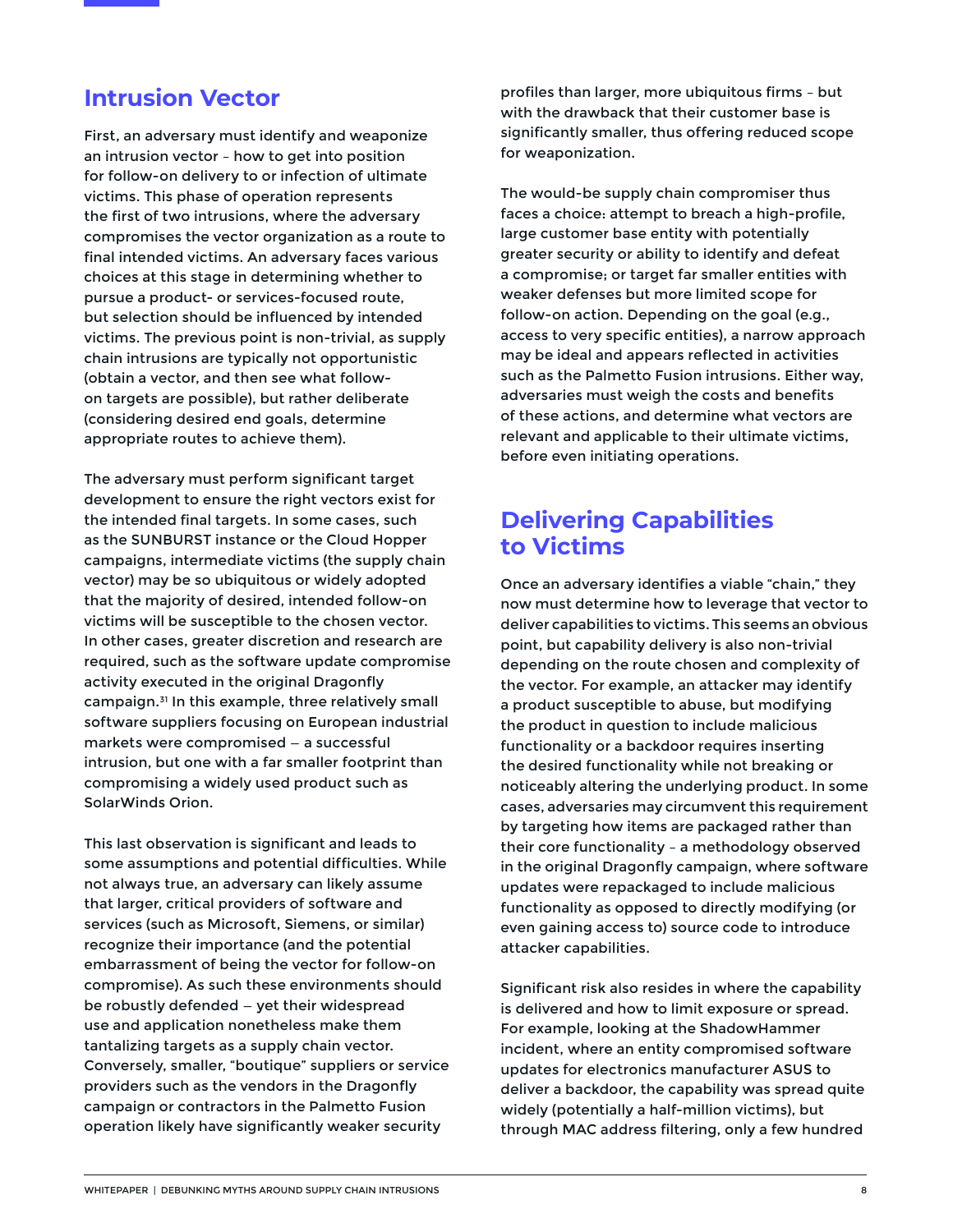## Intrusion Vector

First, an adversary must identify and weaponize an intrusion vector – how to get into position for follow-on delivery to or infection of ultimate victims. This phase of operation represents the first of two intrusions, where the adversary compromises the vector organization as a route to final intended victims. An adversary faces various choices at this stage in determining whether to pursue a product- or services-focused route, but selection should be influenced by intended victims. The previous point is non-trivial, as supply chain intrusions are typically not opportunistic (obtain a vector, and then see what follow-on targets are possible), but rather deliberate (considering desired end goals, determine appropriate routes to achieve them).

The adversary must perform significant target development to ensure the right vectors exist for the intended final targets. In some cases, such as the SUNBURST instance or the Cloud Hopper campaigns, intermediate victims (the supply chain vector) may be so ubiquitous or widely adopted that the majority of desired, intended follow-on victims will be susceptible to the chosen vector. In other cases, greater discretion and research are required, such as the software update compromise activity executed in the original Dragonfly campaign.[31] In this example, three relatively small software suppliers focusing on European industrial markets were compromised — a successful intrusion, but one with a far smaller footprint than compromising a widely used product such as SolarWinds Orion.

This last observation is significant and leads to some assumptions and potential difficulties. While not always true, an adversary can likely assume that larger, critical providers of software and services (such as Microsoft, Siemens, or similar) recognize their importance (and the potential embarrassment of being the vector for follow-on compromise). As such these environments should be robustly defended — yet their widespread use and application nonetheless make them tantalizing targets as a supply chain vector. Conversely, smaller, "boutique" suppliers or service providers such as the vendors in the Dragonfly campaign or contractors in the Palmetto Fusion operation likely have significantly weaker security profiles than larger, more ubiquitous firms – but with the drawback that their customer base is significantly smaller, thus offering reduced scope for weaponization.

The would-be supply chain compromiser thus faces a choice: attempt to breach a high-profile, large customer base entity with potentially greater security or ability to identify and defeat a compromise; or target far smaller entities with weaker defenses but more limited scope for follow-on action. Depending on the goal (e.g., access to very specific entities), a narrow approach may be ideal and appears reflected in activities such as the Palmetto Fusion intrusions. Either way, adversaries must weigh the costs and benefits of these actions, and determine what vectors are relevant and applicable to their ultimate victims, before even initiating operations.

## Delivering Capabilities to Victims

Once an adversary identifies a viable "chain," they now must determine how to leverage that vector to deliver capabilities to victims. This seems an obvious point, but capability delivery is also non-trivial depending on the route chosen and complexity of the vector. For example, an attacker may identify a product susceptible to abuse, but modifying the product in question to include malicious functionality or a backdoor requires inserting the desired functionality while not breaking or noticeably altering the underlying product. In some cases, adversaries may circumvent this requirement by targeting how items are packaged rather than their core functionality – a methodology observed in the original Dragonfly campaign, where software updates were repackaged to include malicious functionality as opposed to directly modifying (or even gaining access to) source code to introduce attacker capabilities.

Significant risk also resides in where the capability is delivered and how to limit exposure or spread. For example, looking at the ShadowHammer incident, where an entity compromised software updates for electronics manufacturer ASUS to deliver a backdoor, the capability was spread quite widely (potentially a half-million victims), but through MAC address filtering, only a few hundred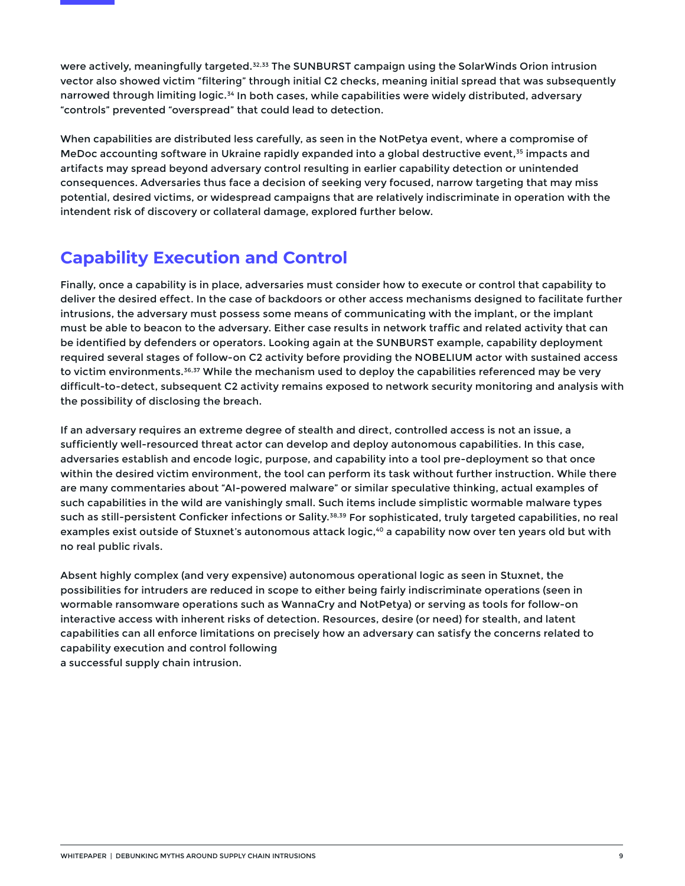were actively, meaningfully targeted.[32,33] The SUNBURST campaign using the SolarWinds Orion intrusion vector also showed victim "filtering" through initial C2 checks, meaning initial spread that was subsequently narrowed through limiting logic.[34] In both cases, while capabilities were widely distributed, adversary "controls" prevented "overspread" that could lead to detection.

When capabilities are distributed less carefully, as seen in the NotPetya event, where a compromise of MeDoc accounting software in Ukraine rapidly expanded into a global destructive event,[35] impacts and artifacts may spread beyond adversary control resulting in earlier capability detection or unintended consequences. Adversaries thus face a decision of seeking very focused, narrow targeting that may miss potential, desired victims, or widespread campaigns that are relatively indiscriminate in operation with the intendent risk of discovery or collateral damage, explored further below.

## Capability Execution and Control

Finally, once a capability is in place, adversaries must consider how to execute or control that capability to deliver the desired effect. In the case of backdoors or other access mechanisms designed to facilitate further intrusions, the adversary must possess some means of communicating with the implant, or the implant must be able to beacon to the adversary. Either case results in network traffic and related activity that can be identified by defenders or operators. Looking again at the SUNBURST example, capability deployment required several stages of follow-on C2 activity before providing the NOBELIUM actor with sustained access to victim environments.[36,37] While the mechanism used to deploy the capabilities referenced may be very difficult-to-detect, subsequent C2 activity remains exposed to network security monitoring and analysis with the possibility of disclosing the breach.

If an adversary requires an extreme degree of stealth and direct, controlled access is not an issue, a sufficiently well-resourced threat actor can develop and deploy autonomous capabilities. In this case, adversaries establish and encode logic, purpose, and capability into a tool pre-deployment so that once within the desired victim environment, the tool can perform its task without further instruction. While there are many commentaries about "AI-powered malware" or similar speculative thinking, actual examples of such capabilities in the wild are vanishingly small. Such items include simplistic wormable malware types such as still-persistent Conficker infections or Sality.[38,39] For sophisticated, truly targeted capabilities, no real examples exist outside of Stuxnet's autonomous attack logic,[40] a capability now over ten years old but with no real public rivals.

Absent highly complex (and very expensive) autonomous operational logic as seen in Stuxnet, the possibilities for intruders are reduced in scope to either being fairly indiscriminate operations (seen in wormable ransomware operations such as WannaCry and NotPetya) or serving as tools for follow-on interactive access with inherent risks of detection. Resources, desire (or need) for stealth, and latent capabilities can all enforce limitations on precisely how an adversary can satisfy the concerns related to capability execution and control following a successful supply chain intrusion.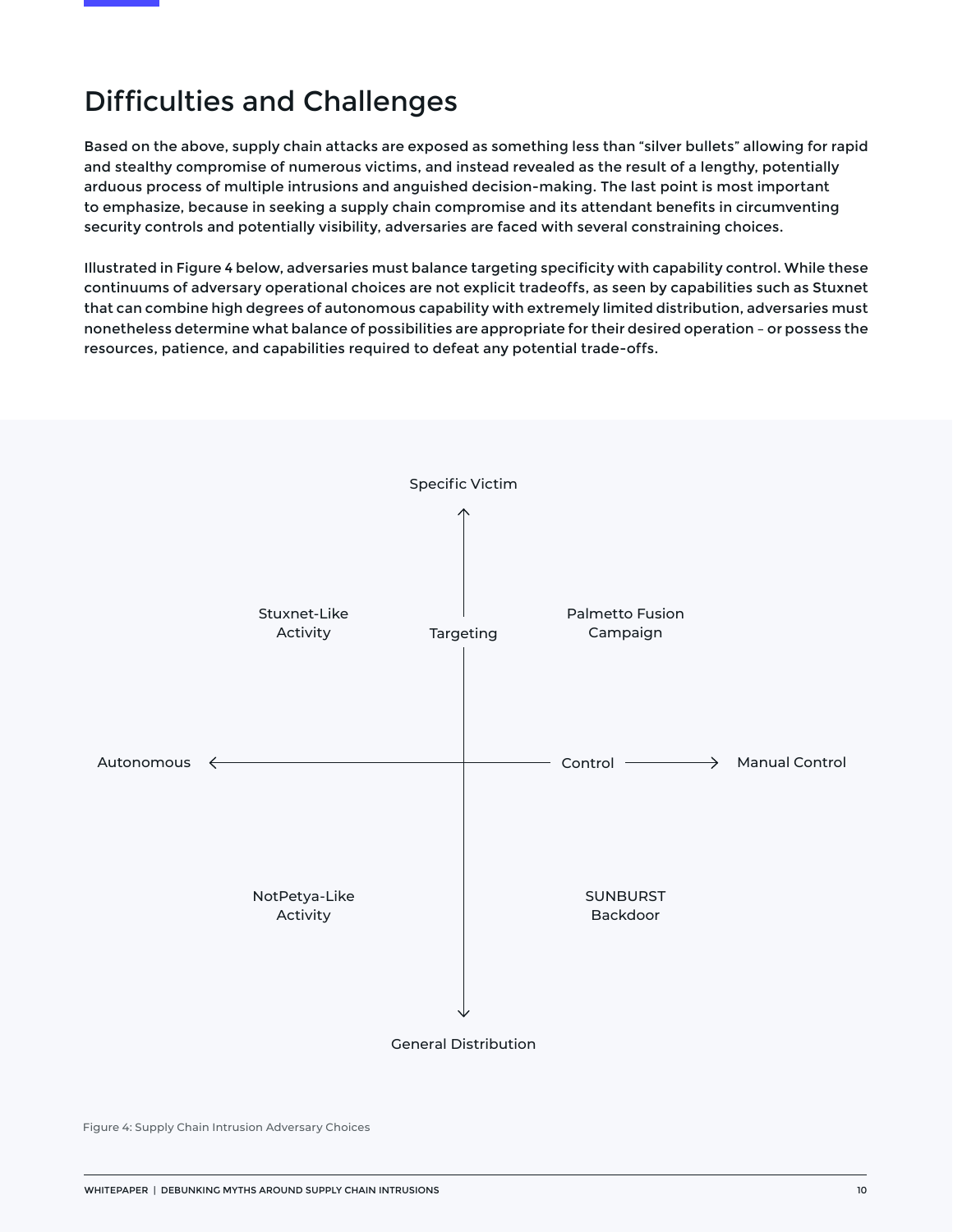## Difficulties and Challenges

Based on the above, supply chain attacks are exposed as something less than "silver bullets" allowing for rapid and stealthy compromise of numerous victims, and instead revealed as the result of a lengthy, potentially arduous process of multiple intrusions and anguished decision-making. The last point is most important to emphasize, because in seeking a supply chain compromise and its attendant benefits in circumventing security controls and potentially visibility, adversaries are faced with several constraining choices.

Illustrated in Figure 4 below, adversaries must balance targeting specificity with capability control. While these continuums of adversary operational choices are not explicit tradeoffs, as seen by capabilities such as Stuxnet that can combine high degrees of autonomous capability with extremely limited distribution, adversaries must nonetheless determine what balance of possibilities are appropriate for their desired operation – or possess the resources, patience, and capabilities required to defeat any potential trade-offs.

Specific Victim

Stuxnet-Like Activity

Targeting

Palmetto Fusion Campaign

Autonomous

Control

Manual Control

NotPetya-Like Activity

SUNBURST Backdoor

General Distribution

Figure 4: Supply Chain Intrusion Adversary Choices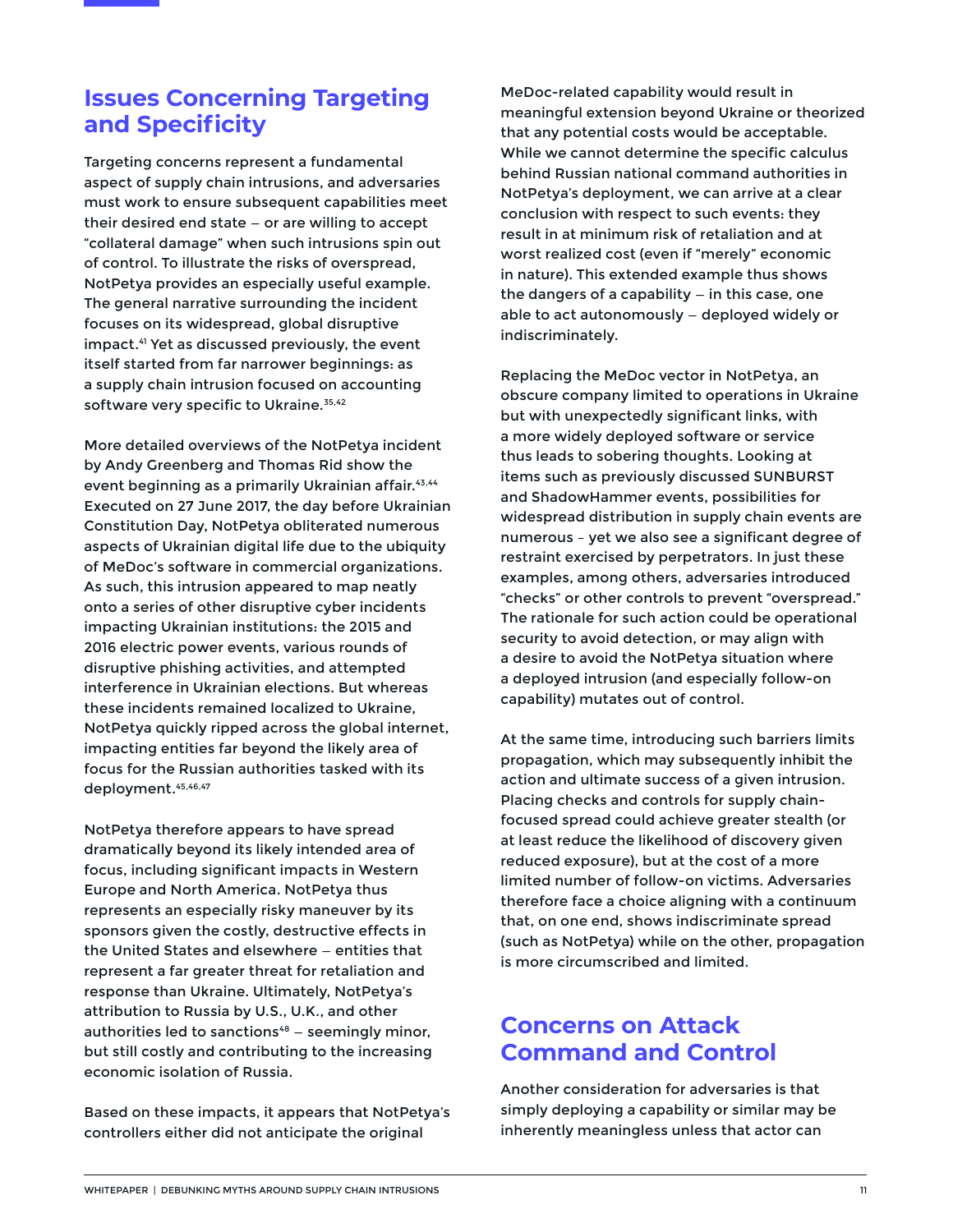## Issues Concerning Targeting and Specificity

Targeting concerns represent a fundamental aspect of supply chain intrusions, and adversaries must work to ensure subsequent capabilities meet their desired end state – or are willing to accept "collateral damage" when such intrusions spin out of control. To illustrate the risks of overspread, NotPetya provides an especially useful example. The general narrative surrounding the incident focuses on its widespread, global disruptive impact.[41] Yet as discussed previously, the event itself started from far narrower beginnings: as a supply chain intrusion focused on accounting software very specific to Ukraine.[35,42]

More detailed overviews of the NotPetya incident by Andy Greenberg and Thomas Rid show the event beginning as a primarily Ukrainian affair.[43,44] Executed on 27 June 2017, the day before Ukrainian Constitution Day, NotPetya obliterated numerous aspects of Ukrainian digital life due to the ubiquity of MeDoc's software in commercial organizations. As such, this intrusion appeared to map neatly onto a series of other disruptive cyber incidents impacting Ukrainian institutions: the 2015 and 2016 electric power events, various rounds of disruptive phishing activities, and attempted interference in Ukrainian elections. But whereas these incidents remained localized to Ukraine, NotPetya quickly ripped across the global internet, impacting entities far beyond the likely area of focus for the Russian authorities tasked with its deployment.[45,46,47]

NotPetya therefore appears to have spread dramatically beyond its likely intended area of focus, including significant impacts in Western Europe and North America. NotPetya thus represents an especially risky maneuver by its sponsors given the costly, destructive effects in the United States and elsewhere – entities that represent a far greater threat for retaliation and response than Ukraine. Ultimately, NotPetya's attribution to Russia by U.S., U.K., and other authorities led to sanctions[48] – seemingly minor, but still costly and contributing to the increasing economic isolation of Russia.

Based on these impacts, it appears that NotPetya's controllers either did not anticipate the original MeDoc-related capability would result in meaningful extension beyond Ukraine or theorized that any potential costs would be acceptable. While we cannot determine the specific calculus behind Russian national command authorities in NotPetya's deployment, we can arrive at a clear conclusion with respect to such events: they result in at minimum risk of retaliation and at worst realized cost (even if "merely" economic in nature). This extended example thus shows the dangers of a capability – in this case, one able to act autonomously – deployed widely or indiscriminately.

Replacing the MeDoc vector in NotPetya, an obscure company limited to operations in Ukraine but with unexpectedly significant links, with a more widely deployed software or service thus leads to sobering thoughts. Looking at items such as previously discussed SUNBURST and ShadowHammer events, possibilities for widespread distribution in supply chain events are numerous - yet we also see a significant degree of restraint exercised by perpetrators. In just these examples, among others, adversaries introduced "checks" or other controls to prevent "overspread." The rationale for such action could be operational security to avoid detection, or may align with a desire to avoid the NotPetya situation where a deployed intrusion (and especially follow-on capability) mutates out of control.

At the same time, introducing such barriers limits propagation, which may subsequently inhibit the action and ultimate success of a given intrusion. Placing checks and controls for supply chain-focused spread could achieve greater stealth (or at least reduce the likelihood of discovery given reduced exposure), but at the cost of a more limited number of follow-on victims. Adversaries therefore face a choice aligning with a continuum that, on one end, shows indiscriminate spread (such as NotPetya) while on the other, propagation is more circumscribed and limited.

## Concerns on Attack Command and Control

Another consideration for adversaries is that simply deploying a capability or similar may be inherently meaningless unless that actor can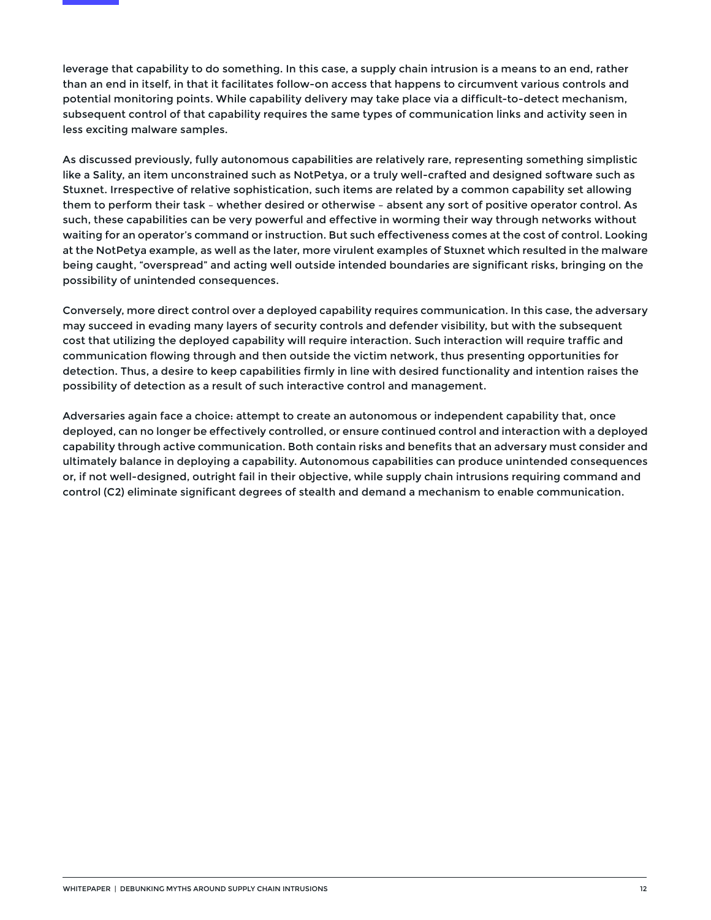leverage that capability to do something. In this case, a supply chain intrusion is a means to an end, rather than an end in itself, in that it facilitates follow-on access that happens to circumvent various controls and potential monitoring points. While capability delivery may take place via a difficult-to-detect mechanism, subsequent control of that capability requires the same types of communication links and activity seen in less exciting malware samples.

As discussed previously, fully autonomous capabilities are relatively rare, representing something simplistic like a Sality, an item unconstrained such as NotPetya, or a truly well-crafted and designed software such as Stuxnet. Irrespective of relative sophistication, such items are related by a common capability set allowing them to perform their task – whether desired or otherwise – absent any sort of positive operator control. As such, these capabilities can be very powerful and effective in worming their way through networks without waiting for an operator's command or instruction. But such effectiveness comes at the cost of control. Looking at the NotPetya example, as well as the later, more virulent examples of Stuxnet which resulted in the malware being caught, "overspread" and acting well outside intended boundaries are significant risks, bringing on the possibility of unintended consequences.

Conversely, more direct control over a deployed capability requires communication. In this case, the adversary may succeed in evading many layers of security controls and defender visibility, but with the subsequent cost that utilizing the deployed capability will require interaction. Such interaction will require traffic and communication flowing through and then outside the victim network, thus presenting opportunities for detection. Thus, a desire to keep capabilities firmly in line with desired functionality and intention raises the possibility of detection as a result of such interactive control and management.

Adversaries again face a choice: attempt to create an autonomous or independent capability that, once deployed, can no longer be effectively controlled, or ensure continued control and interaction with a deployed capability through active communication. Both contain risks and benefits that an adversary must consider and ultimately balance in deploying a capability. Autonomous capabilities can produce unintended consequences or, if not well-designed, outright fail in their objective, while supply chain intrusions requiring command and control (C2) eliminate significant degrees of stealth and demand a mechanism to enable communication.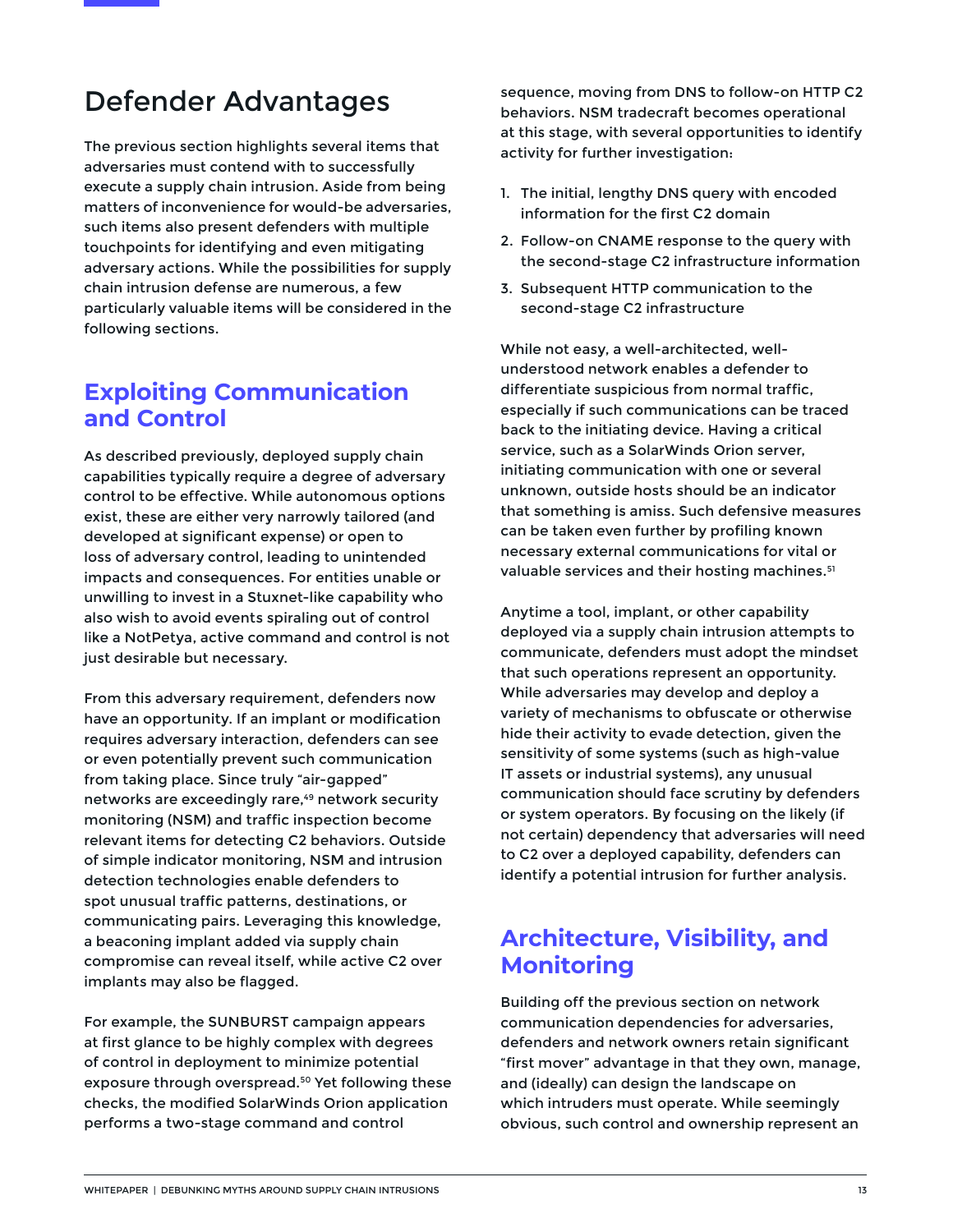# Defender Advantages

The previous section highlights several items that adversaries must contend with to successfully execute a supply chain intrusion. Aside from being matters of inconvenience for would-be adversaries, such items also present defenders with multiple touchpoints for identifying and even mitigating adversary actions. While the possibilities for supply chain intrusion defense are numerous, a few particularly valuable items will be considered in the following sections.

## Exploiting Communication and Control

As described previously, deployed supply chain capabilities typically require a degree of adversary control to be effective. While autonomous options exist, these are either very narrowly tailored (and developed at significant expense) or open to loss of adversary control, leading to unintended impacts and consequences. For entities unable or unwilling to invest in a Stuxnet-like capability who also wish to avoid events spiraling out of control like a NotPetya, active command and control is not just desirable but necessary.

From this adversary requirement, defenders now have an opportunity. If an implant or modification requires adversary interaction, defenders can see or even potentially prevent such communication from taking place. Since truly "air-gapped" networks are exceedingly rare,[49] network security monitoring (NSM) and traffic inspection become relevant items for detecting C2 behaviors. Outside of simple indicator monitoring, NSM and intrusion detection technologies enable defenders to spot unusual traffic patterns, destinations, or communicating pairs. Leveraging this knowledge, a beaconing implant added via supply chain compromise can reveal itself, while active C2 over implants may also be flagged.

For example, the SUNBURST campaign appears at first glance to be highly complex with degrees of control in deployment to minimize potential exposure through overspread.[50] Yet following these checks, the modified SolarWinds Orion application performs a two-stage command and control sequence, moving from DNS to follow-on HTTP C2 behaviors. NSM tradecraft becomes operational at this stage, with several opportunities to identify activity for further investigation:

1. The initial, lengthy DNS query with encoded information for the first C2 domain
2. Follow-on CNAME response to the query with the second-stage C2 infrastructure information
3. Subsequent HTTP communication to the second-stage C2 infrastructure

While not easy, a well-architected, well-understood network enables a defender to differentiate suspicious from normal traffic, especially if such communications can be traced back to the initiating device. Having a critical service, such as a SolarWinds Orion server, initiating communication with one or several unknown, outside hosts should be an indicator that something is amiss. Such defensive measures can be taken even further by profiling known necessary external communications for vital or valuable services and their hosting machines.[51]

Anytime a tool, implant, or other capability deployed via a supply chain intrusion attempts to communicate, defenders must adopt the mindset that such operations represent an opportunity. While adversaries may develop and deploy a variety of mechanisms to obfuscate or otherwise hide their activity to evade detection, given the sensitivity of some systems (such as high-value IT assets or industrial systems), any unusual communication should face scrutiny by defenders or system operators. By focusing on the likely (if not certain) dependency that adversaries will need to C2 over a deployed capability, defenders can identify a potential intrusion for further analysis.

## Architecture, Visibility, and Monitoring

Building off the previous section on network communication dependencies for adversaries, defenders and network owners retain significant "first mover" advantage in that they own, manage, and (ideally) can design the landscape on which intruders must operate. While seemingly obvious, such control and ownership represent an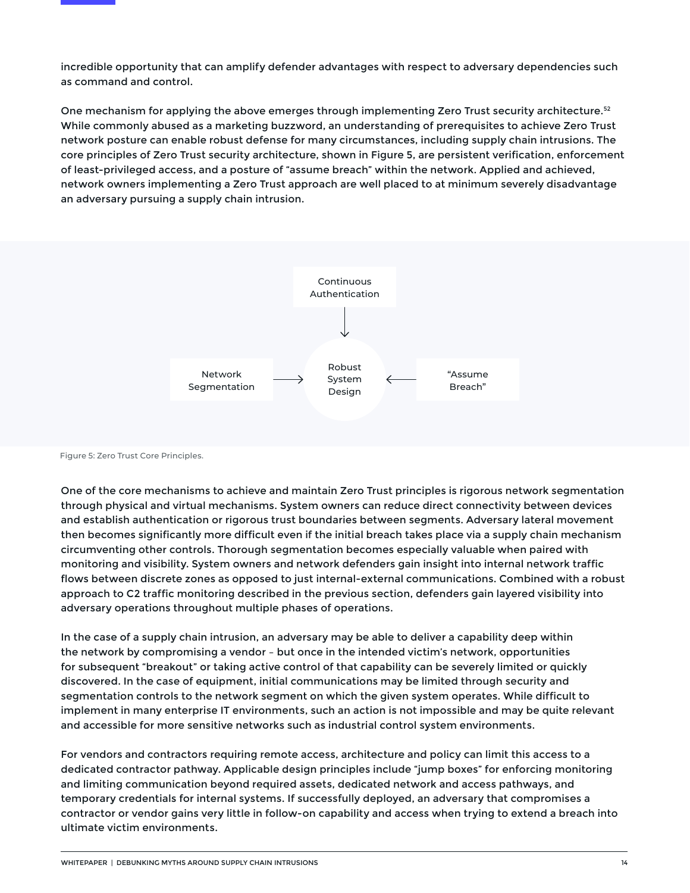incredible opportunity that can amplify defender advantages with respect to adversary dependencies such as command and control.

One mechanism for applying the above emerges through implementing Zero Trust security architecture.[52] While commonly abused as a marketing buzzword, an understanding of prerequisites to achieve Zero Trust network posture can enable robust defense for many circumstances, including supply chain intrusions. The core principles of Zero Trust security architecture, shown in Figure 5, are persistent verification, enforcement of least-privileged access, and a posture of "assume breach" within the network. Applied and achieved, network owners implementing a Zero Trust approach are well placed to at minimum severely disadvantage an adversary pursuing a supply chain intrusion.

Continuous Authentication

Network Segmentation

Robust System Design

"Assume Breach"

Figure 5: Zero Trust Core Principles.

One of the core mechanisms to achieve and maintain Zero Trust principles is rigorous network segmentation through physical and virtual mechanisms. System owners can reduce direct connectivity between devices and establish authentication or rigorous trust boundaries between segments. Adversary lateral movement then becomes significantly more difficult even if the initial breach takes place via a supply chain mechanism circumventing other controls. Thorough segmentation becomes especially valuable when paired with monitoring and visibility. System owners and network defenders gain insight into internal network traffic flows between discrete zones as opposed to just internal-external communications. Combined with a robust approach to C2 traffic monitoring described in the previous section, defenders gain layered visibility into adversary operations throughout multiple phases of operations.

In the case of a supply chain intrusion, an adversary may be able to deliver a capability deep within the network by compromising a vendor – but once in the intended victim's network, opportunities for subsequent "breakout" or taking active control of that capability can be severely limited or quickly discovered. In the case of equipment, initial communications may be limited through security and segmentation controls to the network segment on which the given system operates. While difficult to implement in many enterprise IT environments, such an action is not impossible and may be quite relevant and accessible for more sensitive networks such as industrial control system environments.

For vendors and contractors requiring remote access, architecture and policy can limit this access to a dedicated contractor pathway. Applicable design principles include "jump boxes" for enforcing monitoring and limiting communication beyond required assets, dedicated network and access pathways, and temporary credentials for internal systems. If successfully deployed, an adversary that compromises a contractor or vendor gains very little in follow-on capability and access when trying to extend a breach into ultimate victim environments.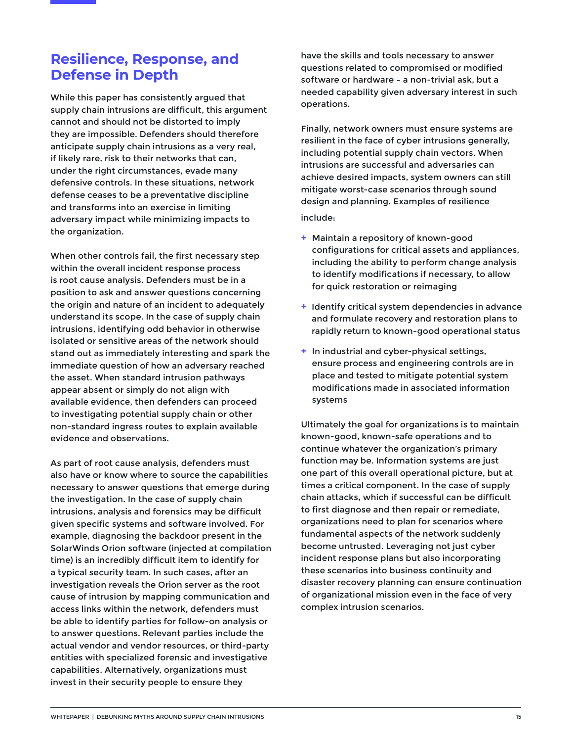## Resilience, Response, and Defense in Depth

While this paper has consistently argued that supply chain intrusions are difficult, this argument cannot and should not be distorted to imply they are impossible. Defenders should therefore anticipate supply chain intrusions as a very real, if likely rare, risk to their networks that can, under the right circumstances, evade many defensive controls. In these situations, network defense ceases to be a preventative discipline and transforms into an exercise in limiting adversary impact while minimizing impacts to the organization.

When other controls fail, the first necessary step within the overall incident response process is root cause analysis. Defenders must be in a position to ask and answer questions concerning the origin and nature of an incident to adequately understand its scope. In the case of supply chain intrusions, identifying odd behavior in otherwise isolated or sensitive areas of the network should stand out as immediately interesting and spark the immediate question of how an adversary reached the asset. When standard intrusion pathways appear absent or simply do not align with available evidence, then defenders can proceed to investigating potential supply chain or other non-standard ingress routes to explain available evidence and observations.

As part of root cause analysis, defenders must also have or know where to source the capabilities necessary to answer questions that emerge during the investigation. In the case of supply chain intrusions, analysis and forensics may be difficult given specific systems and software involved. For example, diagnosing the backdoor present in the SolarWinds Orion software (injected at compilation time) is an incredibly difficult item to identify for a typical security team. In such cases, after an investigation reveals the Orion server as the root cause of intrusion by mapping communication and access links within the network, defenders must be able to identify parties for follow-on analysis or to answer questions. Relevant parties include the actual vendor and vendor resources, or third-party entities with specialized forensic and investigative capabilities. Alternatively, organizations must invest in their security people to ensure they have the skills and tools necessary to answer questions related to compromised or modified software or hardware – a non-trivial ask, but a needed capability given adversary interest in such operations.

Finally, network owners must ensure systems are resilient in the face of cyber intrusions generally, including potential supply chain vectors. When intrusions are successful and adversaries can achieve desired impacts, system owners can still mitigate worst-case scenarios through sound design and planning. Examples of resilience include:

+ Maintain a repository of known-good configurations for critical assets and appliances, including the ability to perform change analysis to identify modifications if necessary, to allow for quick restoration or reimaging
+ Identify critical system dependencies in advance and formulate recovery and restoration plans to rapidly return to known-good operational status
+ In industrial and cyber-physical settings, ensure process and engineering controls are in place and tested to mitigate potential system modifications made in associated information systems

Ultimately the goal for organizations is to maintain known-good, known-safe operations and to continue whatever the organization's primary function may be. Information systems are just one part of this overall operational picture, but at times a critical component. In the case of supply chain attacks, which if successful can be difficult to first diagnose and then repair or remediate, organizations need to plan for scenarios where fundamental aspects of the network suddenly become untrusted. Leveraging not just cyber incident response plans but also incorporating these scenarios into business continuity and disaster recovery planning can ensure continuation of organizational mission even in the face of very complex intrusion scenarios.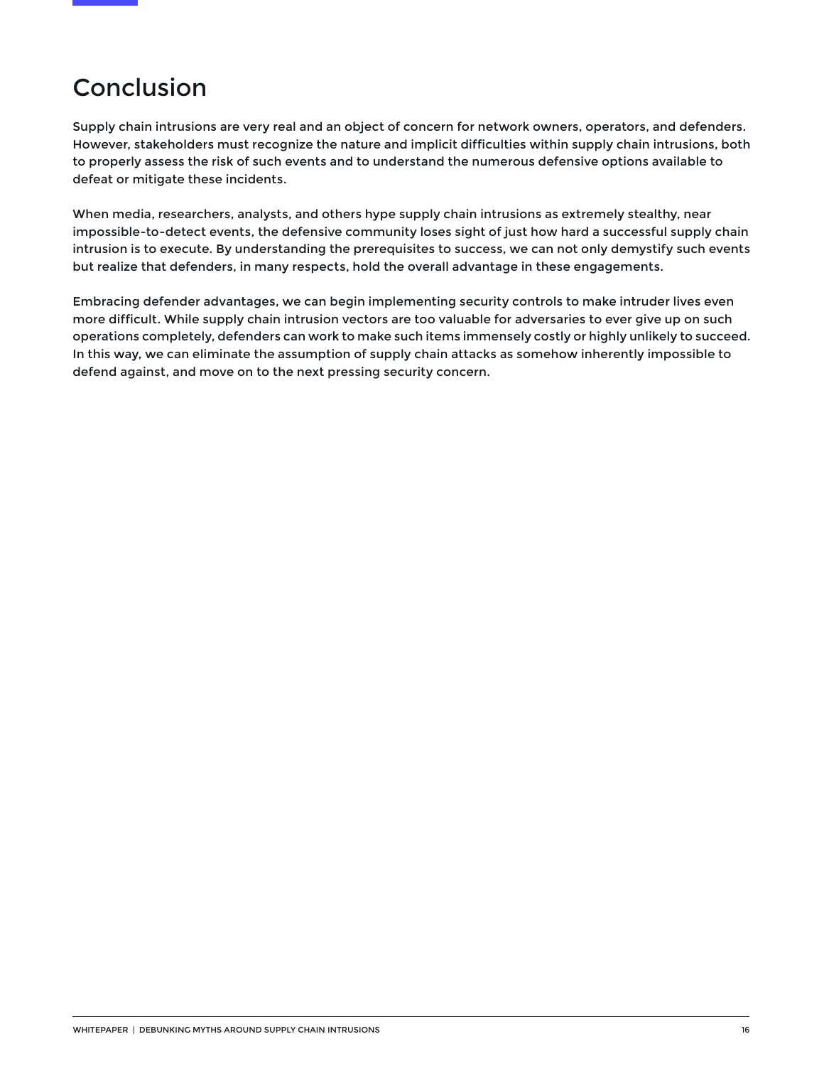# Conclusion

Supply chain intrusions are very real and an object of concern for network owners, operators, and defenders. However, stakeholders must recognize the nature and implicit difficulties within supply chain intrusions, both to properly assess the risk of such events and to understand the numerous defensive options available to defeat or mitigate these incidents.

When media, researchers, analysts, and others hype supply chain intrusions as extremely stealthy, near impossible-to-detect events, the defensive community loses sight of just how hard a successful supply chain intrusion is to execute. By understanding the prerequisites to success, we can not only demystify such events but realize that defenders, in many respects, hold the overall advantage in these engagements.

Embracing defender advantages, we can begin implementing security controls to make intruder lives even more difficult. While supply chain intrusion vectors are too valuable for adversaries to ever give up on such operations completely, defenders can work to make such items immensely costly or highly unlikely to succeed. In this way, we can eliminate the assumption of supply chain attacks as somehow inherently impossible to defend against, and move on to the next pressing security concern.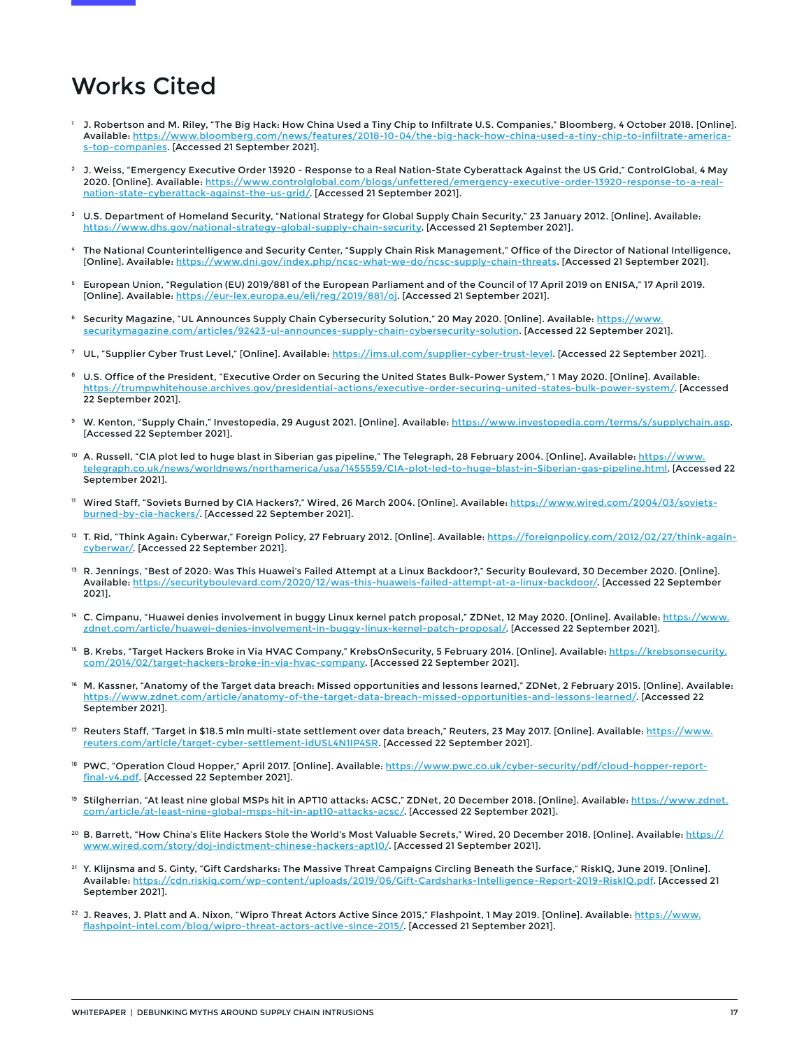# Works Cited

[1] J. Robertson and M. Riley, "The Big Hack: How China Used a Tiny Chip to Infiltrate U.S. Companies," Bloomberg, 4 October 2018. [Online]. Available: https://www.bloomberg.com/news/features/2018-10-04/the-big-hack-how-china-used-a-tiny-chip-to-infiltrate-america-s-top-companies. [Accessed 21 September 2021].

[2] J. Weiss, "Emergency Executive Order 13920 - Response to a Real Nation-State Cyberattack Against the US Grid," ControlGlobal, 4 May 2020. [Online]. Available: https://www.controlglobal.com/blogs/unfettered/emergency-executive-order-13920-response-to-a-real-nation-state-cyberattack-against-the-us-grid/. [Accessed 21 September 2021].

[3] U.S. Department of Homeland Security, "National Strategy for Global Supply Chain Security," 23 January 2012. [Online]. Available: https://www.dhs.gov/national-strategy-global-supply-chain-security. [Accessed 21 September 2021].

[4] The National Counterintelligence and Security Center, "Supply Chain Risk Management," Office of the Director of National Intelligence, [Online]. Available: https://www.dni.gov/index.php/ncsc-what-we-do/ncsc-supply-chain-threats. [Accessed 21 September 2021].

[5] European Union, "Regulation (EU) 2019/881 of the European Parliament and of the Council of 17 April 2019 on ENISA," 17 April 2019. [Online]. Available: https://eur-lex.europa.eu/eli/reg/2019/881/oj. [Accessed 21 September 2021].

[6] Security Magazine, "UL Announces Supply Chain Cybersecurity Solution," 20 May 2020. [Online]. Available: https://www.securitymagazine.com/articles/92423-ul-announces-supply-chain-cybersecurity-solution. [Accessed 22 September 2021].

[7] UL, "Supplier Cyber Trust Level," [Online]. Available: https://ims.ul.com/supplier-cyber-trust-level. [Accessed 22 September 2021].

[8] U.S. Office of the President, "Executive Order on Securing the United States Bulk-Power System," 1 May 2020. [Online]. Available: https://trumpwhitehouse.archives.gov/presidential-actions/executive-order-securing-united-states-bulk-power-system/. [Accessed 22 September 2021].

[9] W. Kenton, "Supply Chain," Investopedia, 29 August 2021. [Online]. Available: https://www.investopedia.com/terms/s/supplychain.asp. [Accessed 22 September 2021].

[10] A. Russell, "CIA plot led to huge blast in Siberian gas pipeline," The Telegraph, 28 February 2004. [Online]. Available: https://www.telegraph.co.uk/news/worldnews/northamerica/usa/1455559/CIA-plot-led-to-huge-blast-in-Siberian-gas-pipeline.html. [Accessed 22 September 2021].

[11] Wired Staff, "Soviets Burned by CIA Hackers?," Wired, 26 March 2004. [Online]. Available: https://www.wired.com/2004/03/soviets-burned-by-cia-hackers/. [Accessed 22 September 2021].

[12] T. Rid, "Think Again: Cyberwar," Foreign Policy, 27 February 2012. [Online]. Available: https://foreignpolicy.com/2012/02/27/think-again-cyberwar/. [Accessed 22 September 2021].

[13] R. Jennings, "Best of 2020: Was This Huawei's Failed Attempt at a Linux Backdoor?," Security Boulevard, 30 December 2020. [Online]. Available: https://securityboulevard.com/2020/12/was-this-huaweis-failed-attempt-at-a-linux-backdoor/. [Accessed 22 September 2021].

[14] C. Cimpanu, "Huawei denies involvement in buggy Linux kernel patch proposal," ZDNet, 12 May 2020. [Online]. Available: https://www.zdnet.com/article/huawei-denies-involvement-in-buggy-linux-kernel-patch-proposal/. [Accessed 22 September 2021].

[15] B. Krebs, "Target Hackers Broke in Via HVAC Company," KrebsOnSecurity, 5 February 2014. [Online]. Available: https://krebsonsecurity.com/2014/02/target-hackers-broke-in-via-hvac-company. [Accessed 22 September 2021].

[16] M. Kassner, "Anatomy of the Target data breach: Missed opportunities and lessons learned," ZDNet, 2 February 2015. [Online]. Available: https://www.zdnet.com/article/anatomy-of-the-target-data-breach-missed-opportunities-and-lessons-learned/. [Accessed 22 September 2021].

[17] Reuters Staff, "Target in $18.5 mln multi-state settlement over data breach," Reuters, 23 May 2017. [Online]. Available: https://www.reuters.com/article/target-cyber-settlement-idUSL4N1IP4SR. [Accessed 22 September 2021].

[18] PWC, "Operation Cloud Hopper," April 2017. [Online]. Available: https://www.pwc.co.uk/cyber-security/pdf/cloud-hopper-report-final-v4.pdf. [Accessed 22 September 2021].

[19] Stilgherrian, "At least nine global MSPs hit in APT10 attacks: ACSC," ZDNet, 20 December 2018. [Online]. Available: https://www.zdnet.com/article/at-least-nine-global-msps-hit-in-apt10-attacks-acsc/. [Accessed 22 September 2021].

[20] B. Barrett, "How China's Elite Hackers Stole the World's Most Valuable Secrets," Wired, 20 December 2018. [Online]. Available: https://www.wired.com/story/doj-indictment-chinese-hackers-apt10/. [Accessed 21 September 2021].

[21] Y. Klijnsma and S. Ginty, "Gift Cardsharks: The Massive Threat Campaigns Circling Beneath the Surface," RiskIQ, June 2019. [Online]. Available: https://cdn.riskiq.com/wp-content/uploads/2019/06/Gift-Cardsharks-Intelligence-Report-2019-RiskIQ.pdf. [Accessed 21 September 2021].

[22] J. Reaves, J. Platt and A. Nixon, "Wipro Threat Actors Active Since 2015," Flashpoint, 1 May 2019. [Online]. Available: https://www.flashpoint-intel.com/blog/wipro-threat-actors-active-since-2015/. [Accessed 21 September 2021].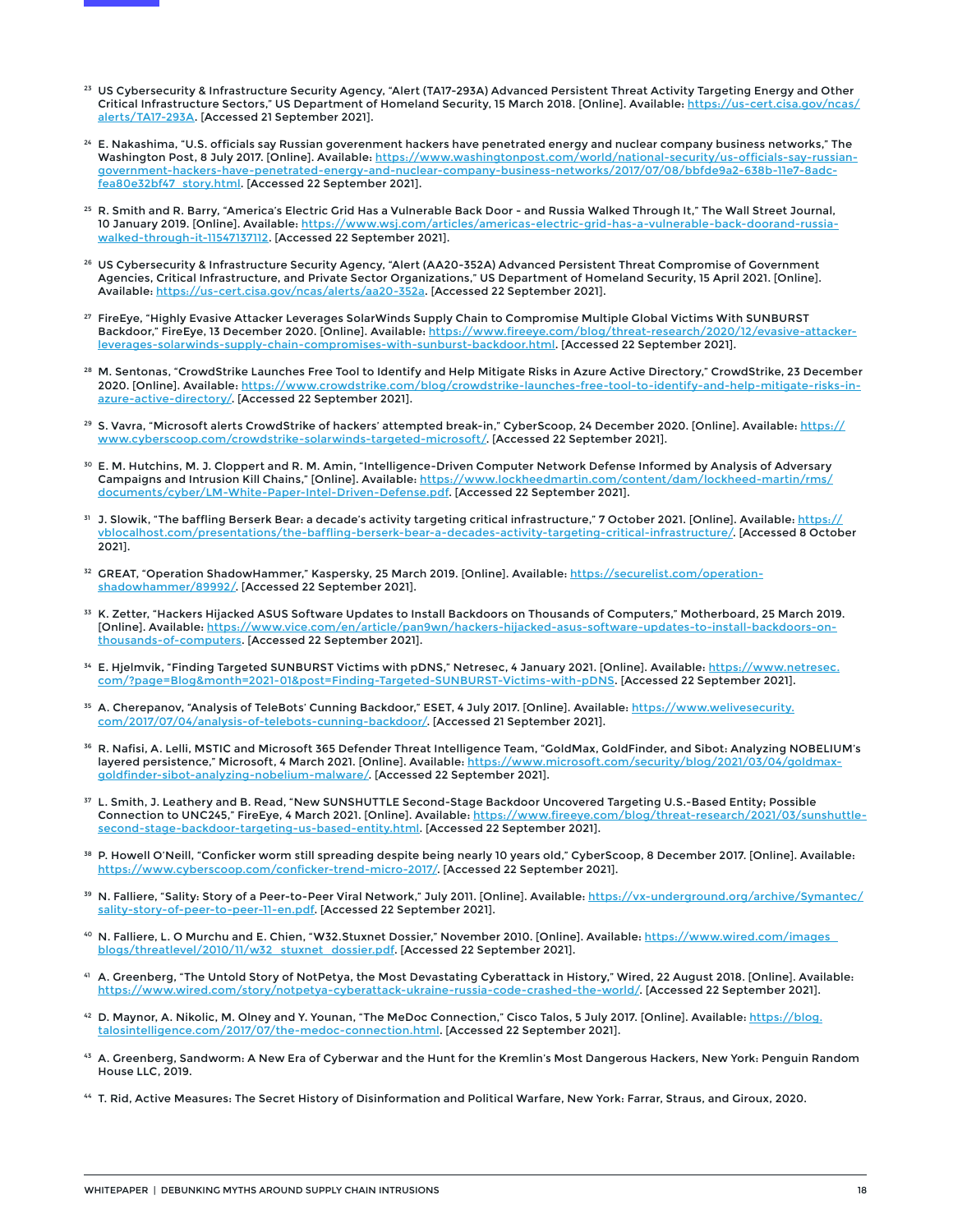[23] US Cybersecurity & Infrastructure Security Agency, "Alert (TA17-293A) Advanced Persistent Threat Activity Targeting Energy and Other Critical Infrastructure Sectors," US Department of Homeland Security, 15 March 2018. [Online]. Available: https://us-cert.cisa.gov/ncas/alerts/TA17-293A. [Accessed 21 September 2021].

[24] E. Nakashima, "U.S. officials say Russian goverenment hackers have penetrated energy and nuclear company business networks," The Washington Post, 8 July 2017. [Online]. Available: https://www.washingtonpost.com/world/national-security/us-officials-say-russian-government-hackers-have-penetrated-energy-and-nuclear-company-business-networks/2017/07/08/bbfde9a2-638b-11e7-8adc-fea80e32bf47_story.html. [Accessed 22 September 2021].

[25] R. Smith and R. Barry, "America's Electric Grid Has a Vulnerable Back Door - and Russia Walked Through It," The Wall Street Journal, 10 January 2019. [Online]. Available: https://www.wsj.com/articles/americas-electric-grid-has-a-vulnerable-back-doorand-russia-walked-through-it-11547137112. [Accessed 22 September 2021].

[26] US Cybersecurity & Infrastructure Security Agency, "Alert (AA20-352A) Advanced Persistent Threat Compromise of Government Agencies, Critical Infrastructure, and Private Sector Organizations," US Department of Homeland Security, 15 April 2021. [Online]. Available: https://us-cert.cisa.gov/ncas/alerts/aa20-352a. [Accessed 22 September 2021].

[27] FireEye, "Highly Evasive Attacker Leverages SolarWinds Supply Chain to Compromise Multiple Global Victims With SUNBURST Backdoor," FireEye, 13 December 2020. [Online]. Available: https://www.fireeye.com/blog/threat-research/2020/12/evasive-attacker-leverages-solarwinds-supply-chain-compromises-with-sunburst-backdoor.html. [Accessed 22 September 2021].

[28] M. Sentonas, "CrowdStrike Launches Free Tool to Identify and Help Mitigate Risks in Azure Active Directory," CrowdStrike, 23 December 2020. [Online]. Available: https://www.crowdstrike.com/blog/crowdstrike-launches-free-tool-to-identify-and-help-mitigate-risks-in-azure-active-directory/. [Accessed 22 September 2021].

[29] S. Vavra, "Microsoft alerts CrowdStrike of hackers' attempted break-in," CyberScoop, 24 December 2020. [Online]. Available: https://www.cyberscoop.com/crowdstrike-solarwinds-targeted-microsoft/. [Accessed 22 September 2021].

[30] E. M. Hutchins, M. J. Cloppert and R. M. Amin, "Intelligence-Driven Computer Network Defense Informed by Analysis of Adversary Campaigns and Intrusion Kill Chains," [Online]. Available: https://www.lockheedmartin.com/content/dam/lockheed-martin/rms/documents/cyber/LM-White-Paper-Intel-Driven-Defense.pdf. [Accessed 22 September 2021].

[31] J. Slowik, "The baffling Berserk Bear: a decade's activity targeting critical infrastructure," 7 October 2021. [Online]. Available: https://vblocalhost.com/presentations/the-baffling-berserk-bear-a-decades-activity-targeting-critical-infrastructure/. [Accessed 8 October 2021].

[32] GREAT, "Operation ShadowHammer," Kaspersky, 25 March 2019. [Online]. Available: https://securelist.com/operation-shadowhammer/89992/. [Accessed 22 September 2021].

[33] K. Zetter, "Hackers Hijacked ASUS Software Updates to Install Backdoors on Thousands of Computers," Motherboard, 25 March 2019. [Online]. Available: https://www.vice.com/en/article/pan9wn/hackers-hijacked-asus-software-updates-to-install-backdoors-on-thousands-of-computers. [Accessed 22 September 2021].

[34] E. Hjelmvik, "Finding Targeted SUNBURST Victims with pDNS," Netresec, 4 January 2021. [Online]. Available: https://www.netresec.com/?page=Blog&month=2021-01&post=Finding-Targeted-SUNBURST-Victims-with-pDNS. [Accessed 22 September 2021].

[35] A. Cherepanov, "Analysis of TeleBots' Cunning Backdoor," ESET, 4 July 2017. [Online]. Available: https://www.welivesecurity.com/2017/07/04/analysis-of-telebots-cunning-backdoor/. [Accessed 21 September 2021].

[36] R. Nafisi, A. Lelli, MSTIC and Microsoft 365 Defender Threat Intelligence Team, "GoldMax, GoldFinder, and Sibot: Analyzing NOBELIUM's layered persistence," Microsoft, 4 March 2021. [Online]. Available: https://www.microsoft.com/security/blog/2021/03/04/goldmax-goldfinder-sibot-analyzing-nobelium-malware/. [Accessed 22 September 2021].

[37] L. Smith, J. Leathery and B. Read, "New SUNSHUTTLE Second-Stage Backdoor Uncovered Targeting U.S.-Based Entity; Possible Connection to UNC245," FireEye, 4 March 2021. [Online]. Available: https://www.fireeye.com/blog/threat-research/2021/03/sunshuttle-second-stage-backdoor-targeting-us-based-entity.html. [Accessed 22 September 2021].

[38] P. Howell O'Neill, "Conficker worm still spreading despite being nearly 10 years old," CyberScoop, 8 December 2017. [Online]. Available: https://www.cyberscoop.com/conficker-trend-micro-2017/. [Accessed 22 September 2021].

[39] N. Falliere, "Sality: Story of a Peer-to-Peer Viral Network," July 2011. [Online]. Available: https://vx-underground.org/archive/Symantec/sality-story-of-peer-to-peer-11-en.pdf. [Accessed 22 September 2021].

[40] N. Falliere, L. O Murchu and E. Chien, "W32.Stuxnet Dossier," November 2010. [Online]. Available: https://www.wired.com/images_blogs/threatlevel/2010/11/w32_stuxnet_dossier.pdf. [Accessed 22 September 2021].

[41] A. Greenberg, "The Untold Story of NotPetya, the Most Devastating Cyberattack in History," Wired, 22 August 2018. [Online]. Available: https://www.wired.com/story/notpetya-cyberattack-ukraine-russia-code-crashed-the-world/. [Accessed 22 September 2021].

[42] D. Maynor, A. Nikolic, M. Olney and Y. Younan, "The MeDoc Connection," Cisco Talos, 5 July 2017. [Online]. Available: https://blog.talosintelligence.com/2017/07/the-medoc-connection.html. [Accessed 22 September 2021].

[43] A. Greenberg, Sandworm: A New Era of Cyberwar and the Hunt for the Kremlin's Most Dangerous Hackers, New York: Penguin Random House LLC, 2019.

[44] T. Rid, Active Measures: The Secret History of Disinformation and Political Warfare, New York: Farrar, Straus, and Giroux, 2020.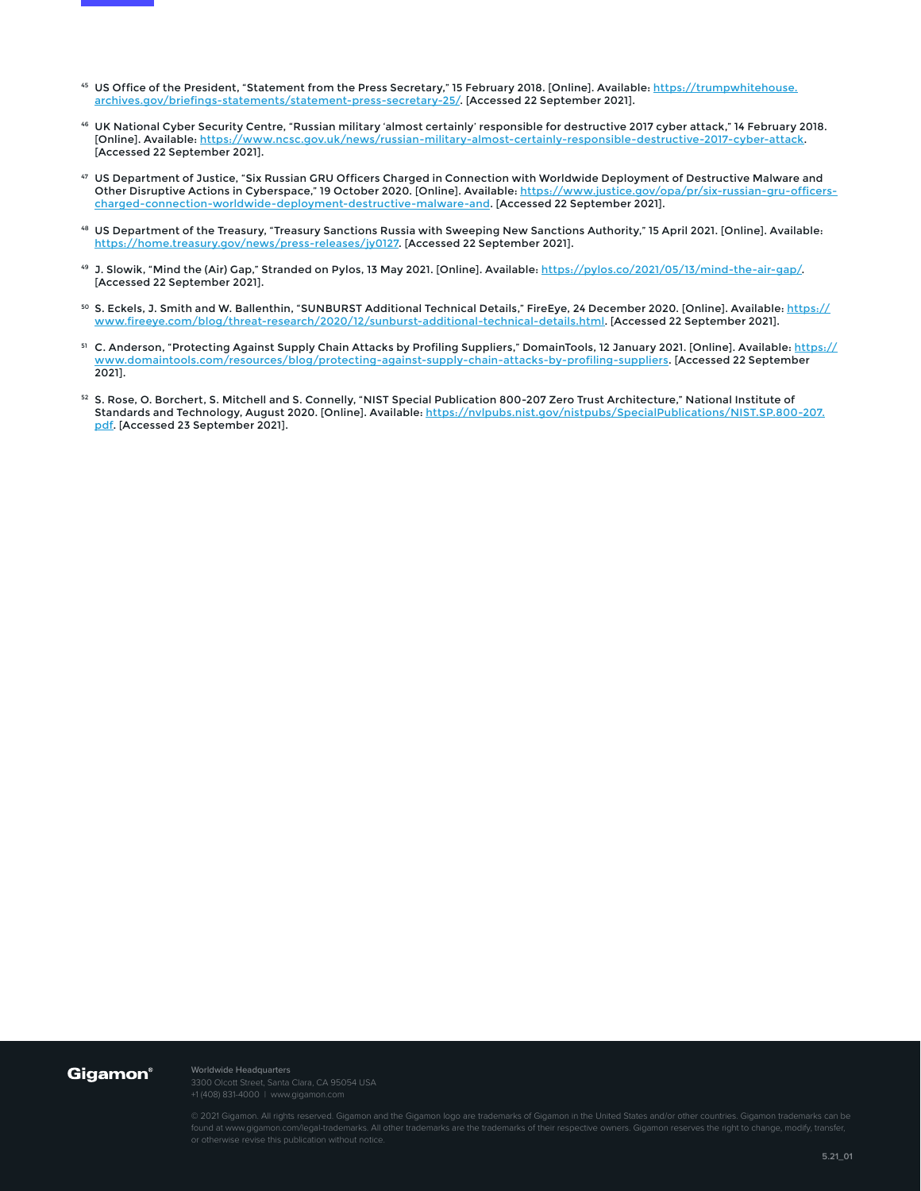[45] US Office of the President, "Statement from the Press Secretary," 15 February 2018. [Online]. Available: https://trumpwhitehouse.archives.gov/briefings-statements/statement-press-secretary-25/. [Accessed 22 September 2021].

[46] UK National Cyber Security Centre, "Russian military 'almost certainly' responsible for destructive 2017 cyber attack," 14 February 2018. [Online]. Available: https://www.ncsc.gov.uk/news/russian-military-almost-certainly-responsible-destructive-2017-cyber-attack. [Accessed 22 September 2021].

[47] US Department of Justice, "Six Russian GRU Officers Charged in Connection with Worldwide Deployment of Destructive Malware and Other Disruptive Actions in Cyberspace," 19 October 2020. [Online]. Available: https://www.justice.gov/opa/pr/six-russian-gru-officers-charged-connection-worldwide-deployment-destructive-malware-and. [Accessed 22 September 2021].

[48] US Department of the Treasury, "Treasury Sanctions Russia with Sweeping New Sanctions Authority," 15 April 2021. [Online]. Available: https://home.treasury.gov/news/press-releases/jy0127. [Accessed 22 September 2021].

[49] J. Slowik, "Mind the (Air) Gap," Stranded on Pylos, 13 May 2021. [Online]. Available: https://pylos.co/2021/05/13/mind-the-air-gap/. [Accessed 22 September 2021].

[50] S. Eckels, J. Smith and W. Ballenthin, "SUNBURST Additional Technical Details," FireEye, 24 December 2020. [Online]. Available: https://www.fireeye.com/blog/threat-research/2020/12/sunburst-additional-technical-details.html. [Accessed 22 September 2021].

[51] C. Anderson, "Protecting Against Supply Chain Attacks by Profiling Suppliers," DomainTools, 12 January 2021. [Online]. Available: https://www.domaintools.com/resources/blog/protecting-against-supply-chain-attacks-by-profiling-suppliers. [Accessed 22 September 2021].

[52] S. Rose, O. Borchert, S. Mitchell and S. Connelly, "NIST Special Publication 800-207 Zero Trust Architecture," National Institute of Standards and Technology, August 2020. [Online]. Available: https://nvlpubs.nist.gov/nistpubs/SpecialPublications/NIST.SP.800-207.pdf. [Accessed 23 September 2021].

Gigamon®

Worldwide Headquarters
3300 Olcott Street, Santa Clara, CA 95054 USA
+1 (408) 831-4000 | www.gigamon.com

© 2021 Gigamon. All rights reserved. Gigamon and the Gigamon logo are trademarks of Gigamon in the United States and/or other countries. Gigamon trademarks can be found at www.gigamon.com/legal-trademarks. All other trademarks are the trademarks of their respective owners. Gigamon reserves the right to change, modify, transfer, or otherwise revise this publication without notice.

5.21_01